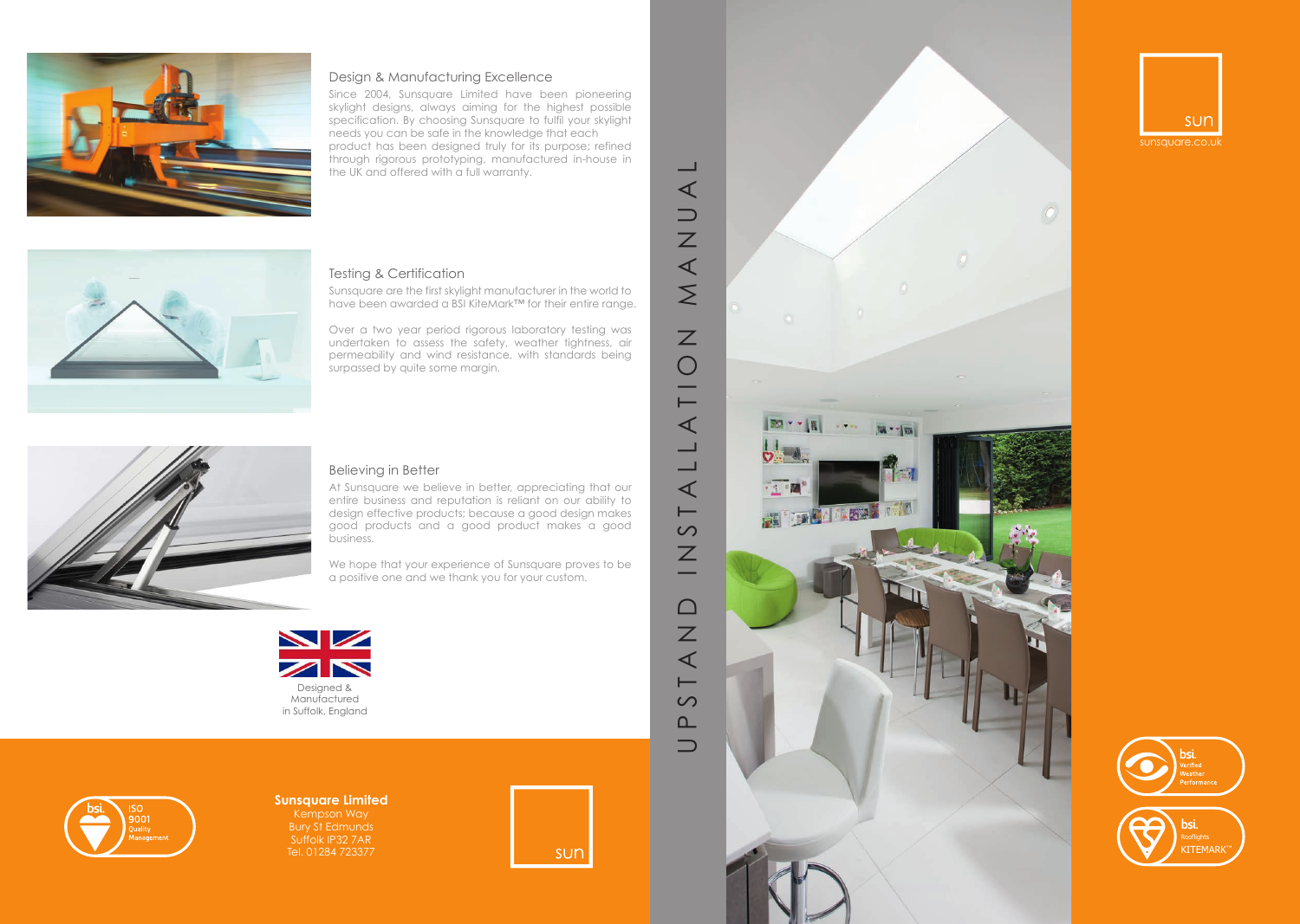## Design & Manufacturing Excellence

Since 2004, Sunsquare Limited have been pioneering skylight designs, always aiming for the highest possible specification. By choosing Sunsquare to fulfil your skylight needs you can be safe in the knowledge that each product has been designed truly for its purpose; refined through rigorous prototyping, manufactured in-house in the UK and offered with a full warranty.

## Testing & Certification

Sunsquare are the first skylight manufacturer in the world to have been awarded a BSI KiteMark™ for their entire range.

Over a two year period rigorous laboratory testing was undertaken to assess the safety, weather tightness, air permeability and wind resistance, with standards being surpassed by quite some margin.

## Believing in Better

At Sunsquare we believe in better, appreciating that our entire business and reputation is reliant on our ability to design effective products; because a good design makes good products and a good product makes a good business.

We hope that your experience of Sunsquare proves to be a positive one and we thank you for your custom.

Designed & Manufactured in Suffolk, England

bsi. ISO 9001 Quality Management

**Sunsquare Limited**
Kempson Way
Bury St Edmunds
Suffolk IP32 7AR
Tel. 01284 723377

sun

# UPSTAND INSTALLATION MANUAL

sun
sunsquare.co.uk

bsi. Verified Weather Performance

bsi. Rooflights KITEMARK™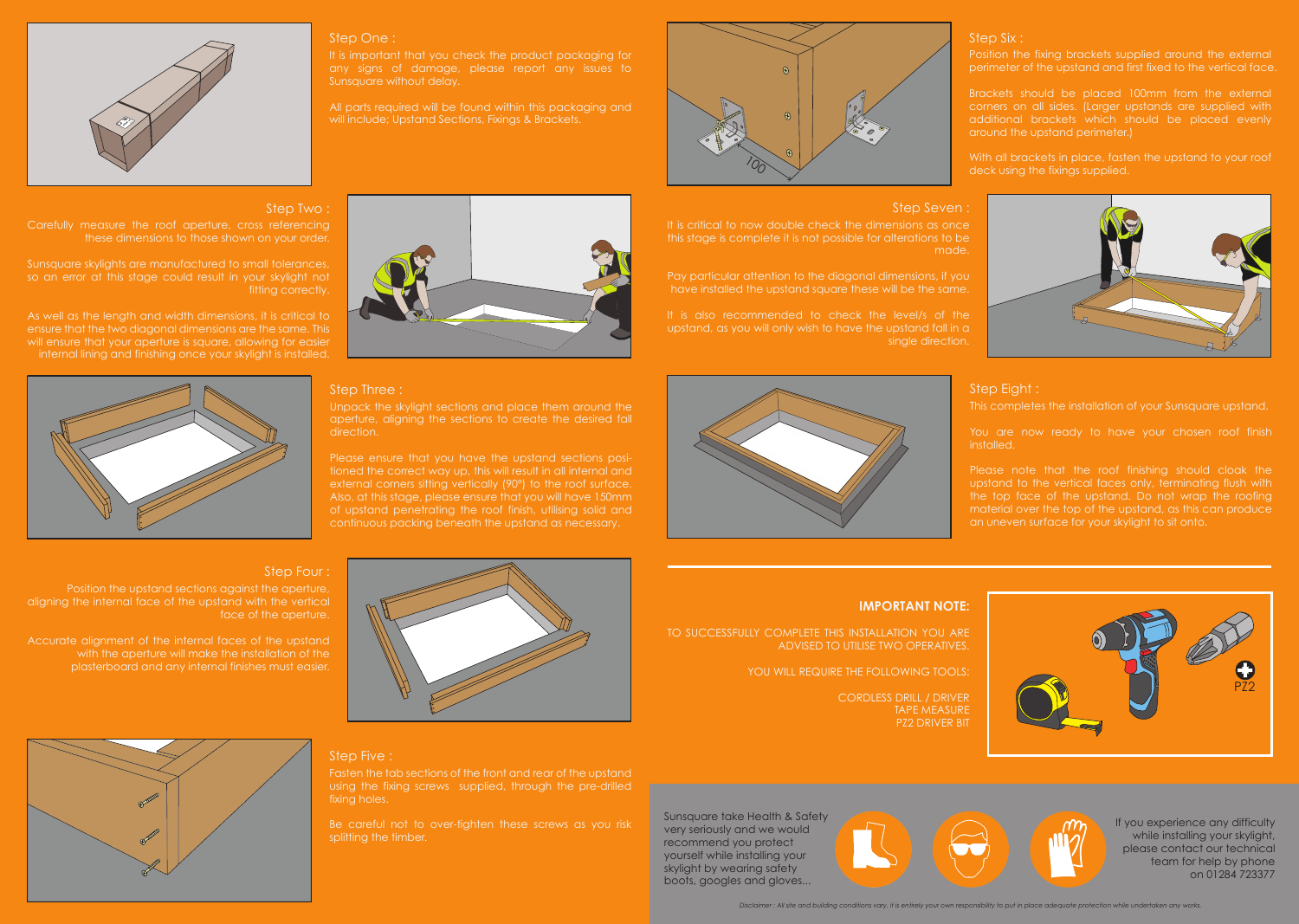## Step One :

It is important that you check the product packaging for any signs of damage, please report any issues to Sunsquare without delay.

All parts required will be found within this packaging and will include; Upstand Sections, Fixings & Brackets.

## Step Two :

Carefully measure the roof aperture, cross referencing these dimensions to those shown on your order.

Sunsquare skylights are manufactured to small tolerances, so an error at this stage could result in your skylight not fitting correctly.

As well as the length and width dimensions, it is critical to ensure that the two diagonal dimensions are the same. This will ensure that your aperture is square, allowing for easier internal lining and finishing once your skylight is installed.

## Step Three :

Unpack the skylight sections and place them around the aperture, aligning the sections to create the desired fall direction.

Please ensure that you have the upstand sections positioned the correct way up, this will result in all internal and external corners sitting vertically (90°) to the roof surface. Also, at this stage, please ensure that you will have 150mm of upstand penetrating the roof finish, utilising solid and continuous packing beneath the upstand as necessary.

## Step Four :

Position the upstand sections against the aperture, aligning the internal face of the upstand with the vertical face of the aperture.

Accurate alignment of the internal faces of the upstand with the aperture will make the installation of the plasterboard and any internal finishes must easier.

## Step Five :

Fasten the tab sections of the front and rear of the upstand using the fixing screws supplied, through the pre-drilled fixing holes.

Be careful not to over-tighten these screws as you risk splitting the timber.

## Step Six :

Position the fixing brackets supplied around the external perimeter of the upstand and first fixed to the vertical face.

Brackets should be placed 100mm from the external corners on all sides. (Larger upstands are supplied with additional brackets which should be placed evenly around the upstand perimeter.)

With all brackets in place, fasten the upstand to your roof deck using the fixings supplied.

100

## Step Seven :

It is critical to now double check the dimensions as once this stage is complete it is not possible for alterations to be made.

Pay particular attention to the diagonal dimensions, if you have installed the upstand square these will be the same.

It is also recommended to check the level/s of the upstand, as you will only wish to have the upstand fall in a single direction.

## Step Eight :

This completes the installation of your Sunsquare upstand.

You are now ready to have your chosen roof finish installed.

Please note that the roof finishing should cloak the upstand to the vertical faces only, terminating flush with the top face of the upstand. Do not wrap the roofing material over the top of the upstand, as this can produce an uneven surface for your skylight to sit onto.

## IMPORTANT NOTE:

TO SUCCESSFULLY COMPLETE THIS INSTALLATION YOU ARE ADVISED TO UTILISE TWO OPERATIVES.

YOU WILL REQUIRE THE FOLLOWING TOOLS:

CORDLESS DRILL / DRIVER
TAPE MEASURE
PZ2 DRIVER BIT

PZ2

Sunsquare take Health & Safety very seriously and we would recommend you protect yourself while installing your skylight by wearing safety boots, googles and gloves...

If you experience any difficulty while installing your skylight, please contact our technical team for help by phone on 01284 723377

*Disclaimer : All site and building conditions vary, it is entirely your own responsibility to put in place adequate protection while undertaken any works.*